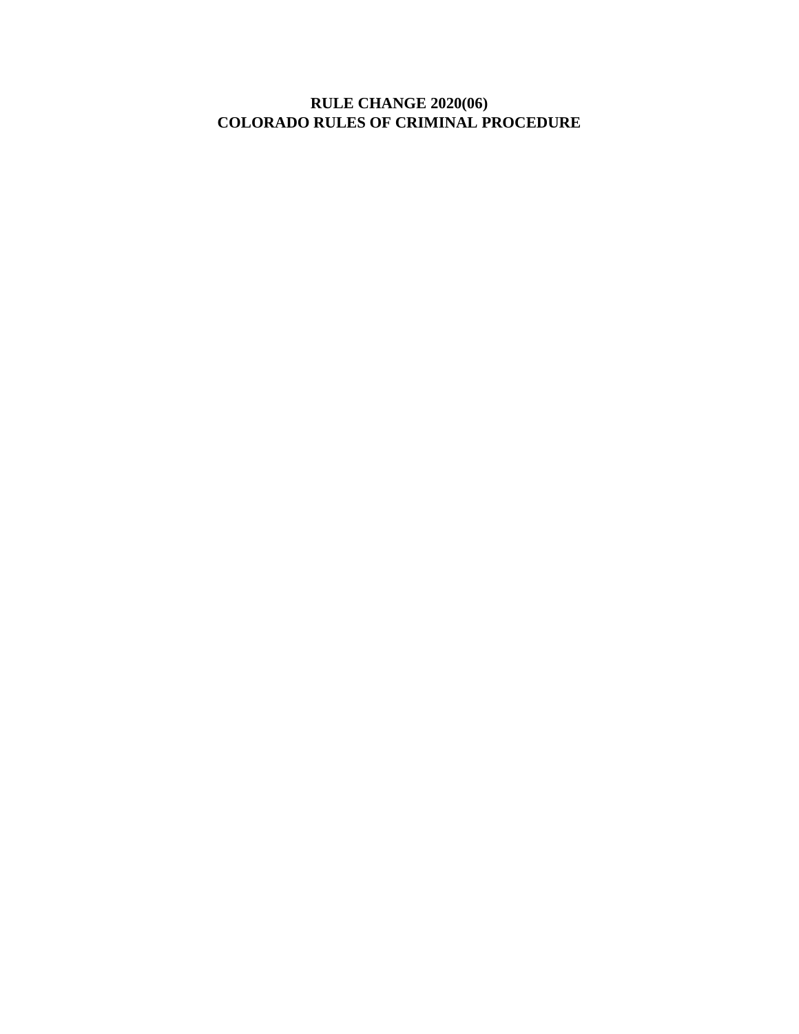# RULE CHANGE 2020(06)
# COLORADO RULES OF CRIMINAL PROCEDURE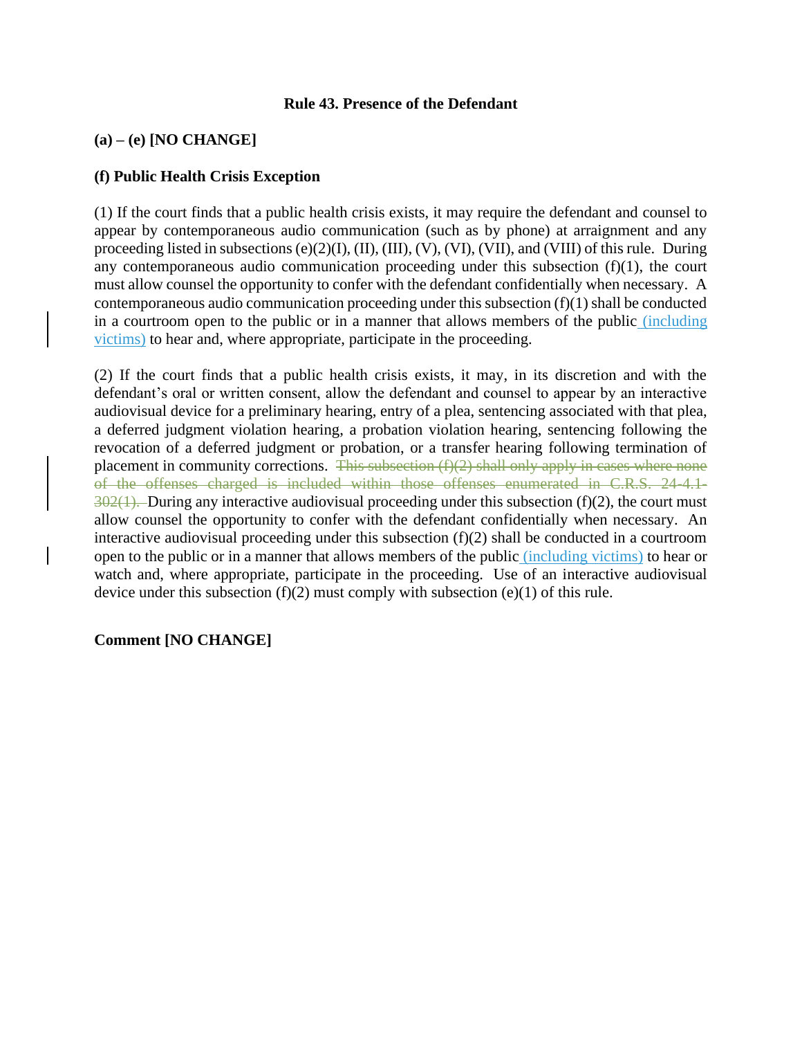**Rule 43. Presence of the Defendant**

**(a) – (e) [NO CHANGE]**

**(f) Public Health Crisis Exception**

(1) If the court finds that a public health crisis exists, it may require the defendant and counsel to appear by contemporaneous audio communication (such as by phone) at arraignment and any proceeding listed in subsections (e)(2)(I), (II), (III), (V), (VI), (VII), and (VIII) of this rule. During any contemporaneous audio communication proceeding under this subsection (f)(1), the court must allow counsel the opportunity to confer with the defendant confidentially when necessary. A contemporaneous audio communication proceeding under this subsection (f)(1) shall be conducted in a courtroom open to the public or in a manner that allows members of the public (including victims) to hear and, where appropriate, participate in the proceeding.

(2) If the court finds that a public health crisis exists, it may, in its discretion and with the defendant's oral or written consent, allow the defendant and counsel to appear by an interactive audiovisual device for a preliminary hearing, entry of a plea, sentencing associated with that plea, a deferred judgment violation hearing, a probation violation hearing, sentencing following the revocation of a deferred judgment or probation, or a transfer hearing following termination of placement in community corrections. ~~This subsection (f)(2) shall only apply in cases where none of the offenses charged is included within those offenses enumerated in C.R.S. 24-4.1-302(1).~~ During any interactive audiovisual proceeding under this subsection (f)(2), the court must allow counsel the opportunity to confer with the defendant confidentially when necessary. An interactive audiovisual proceeding under this subsection (f)(2) shall be conducted in a courtroom open to the public or in a manner that allows members of the public (including victims) to hear or watch and, where appropriate, participate in the proceeding. Use of an interactive audiovisual device under this subsection (f)(2) must comply with subsection (e)(1) of this rule.

**Comment [NO CHANGE]**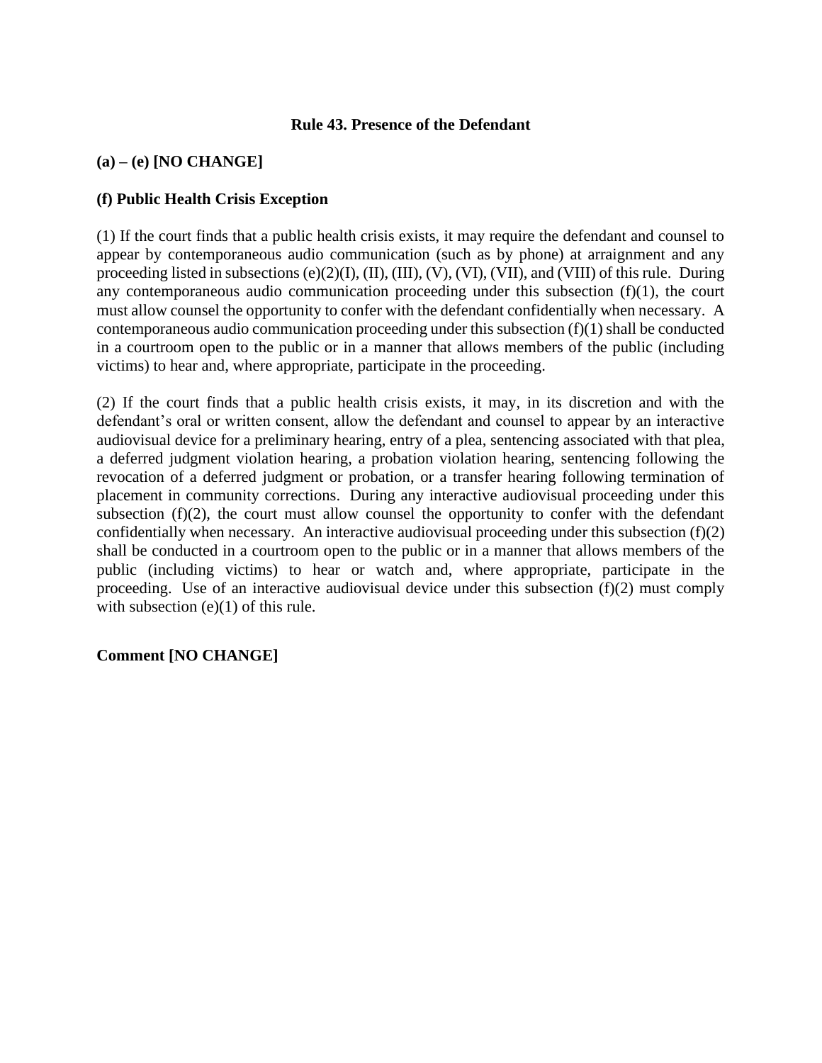# Rule 43. Presence of the Defendant

**(a) – (e) [NO CHANGE]**

**(f) Public Health Crisis Exception**

(1) If the court finds that a public health crisis exists, it may require the defendant and counsel to appear by contemporaneous audio communication (such as by phone) at arraignment and any proceeding listed in subsections (e)(2)(I), (II), (III), (V), (VI), (VII), and (VIII) of this rule. During any contemporaneous audio communication proceeding under this subsection (f)(1), the court must allow counsel the opportunity to confer with the defendant confidentially when necessary. A contemporaneous audio communication proceeding under this subsection (f)(1) shall be conducted in a courtroom open to the public or in a manner that allows members of the public (including victims) to hear and, where appropriate, participate in the proceeding.

(2) If the court finds that a public health crisis exists, it may, in its discretion and with the defendant's oral or written consent, allow the defendant and counsel to appear by an interactive audiovisual device for a preliminary hearing, entry of a plea, sentencing associated with that plea, a deferred judgment violation hearing, a probation violation hearing, sentencing following the revocation of a deferred judgment or probation, or a transfer hearing following termination of placement in community corrections. During any interactive audiovisual proceeding under this subsection (f)(2), the court must allow counsel the opportunity to confer with the defendant confidentially when necessary. An interactive audiovisual proceeding under this subsection (f)(2) shall be conducted in a courtroom open to the public or in a manner that allows members of the public (including victims) to hear or watch and, where appropriate, participate in the proceeding. Use of an interactive audiovisual device under this subsection (f)(2) must comply with subsection (e)(1) of this rule.

**Comment [NO CHANGE]**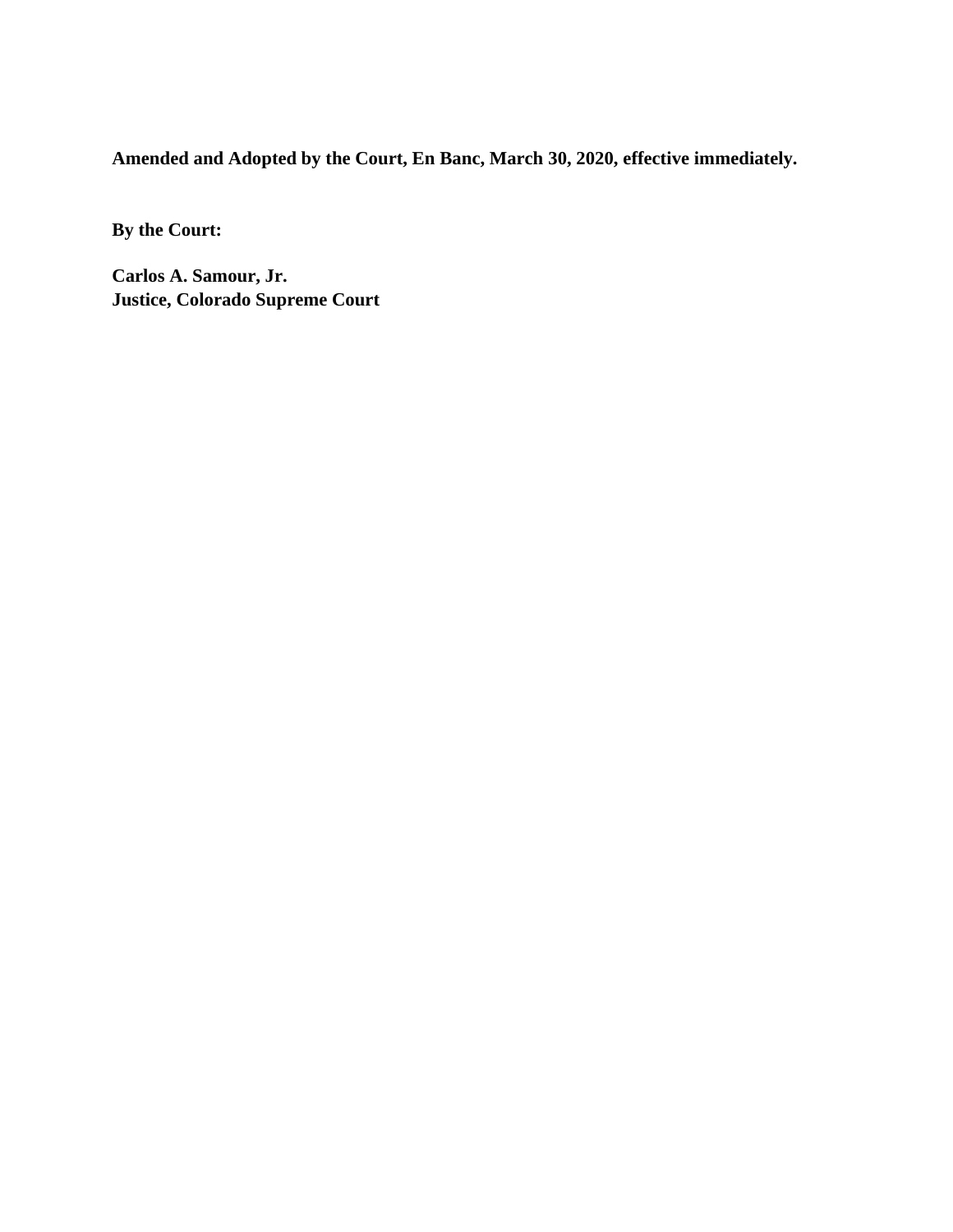**Amended and Adopted by the Court, En Banc, March 30, 2020, effective immediately.**

**By the Court:**

**Carlos A. Samour, Jr.**
**Justice, Colorado Supreme Court**